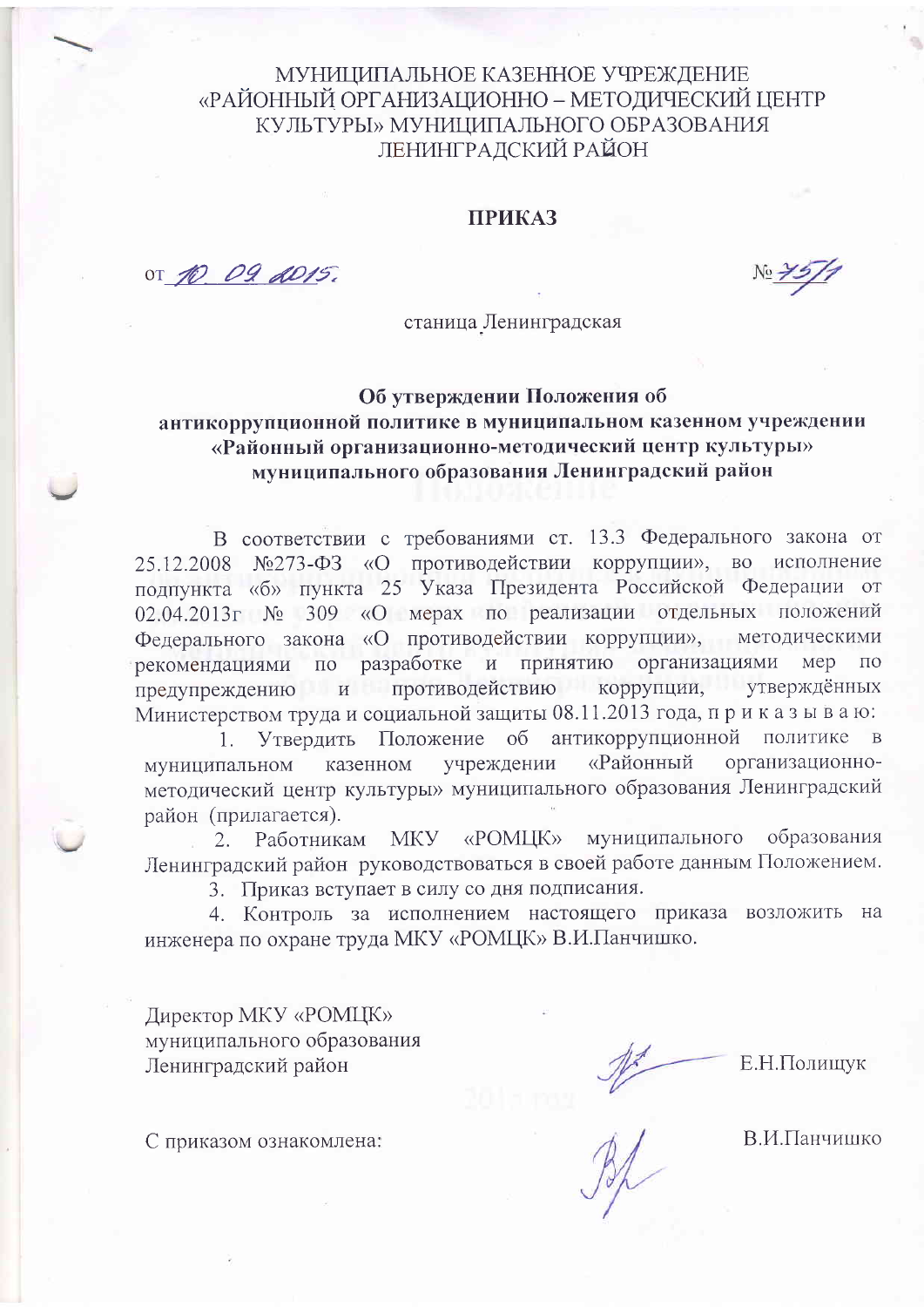МУНИЦИПАЛЬНОЕ КАЗЕННОЕ УЧРЕЖДЕНИЕ
«РАЙОННЫЙ ОРГАНИЗАЦИОННО – МЕТОДИЧЕСКИЙ ЦЕНТР КУЛЬТУРЫ» МУНИЦИПАЛЬНОГО ОБРАЗОВАНИЯ
ЛЕНИНГРАДСКИЙ РАЙОН

**ПРИКАЗ**

от 10.09.2015. № 75/1

станица Ленинградская

**Об утверждении Положения об антикоррупционной политике в муниципальном казенном учреждении «Районный организационно-методический центр культуры» муниципального образования Ленинградский район**

В соответствии с требованиями ст. 13.3 Федерального закона от 25.12.2008 №273-ФЗ «О противодействии коррупции», во исполнение подпункта «б» пункта 25 Указа Президента Российской Федерации от 02.04.2013г № 309 «О мерах по реализации отдельных положений Федерального закона «О противодействии коррупции», методическими рекомендациями по разработке и принятию организациями мер по предупреждению и противодействию коррупции, утверждённых Министерством труда и социальной защиты 08.11.2013 года, п р и к а з ы в а ю:

1. Утвердить Положение об антикоррупционной политике в муниципальном казенном учреждении «Районный организационно-методический центр культуры» муниципального образования Ленинградский район (прилагается).
2. Работникам МКУ «РОМЦК» муниципального образования Ленинградский район руководствоваться в своей работе данным Положением.
3. Приказ вступает в силу со дня подписания.
4. Контроль за исполнением настоящего приказа возложить на инженера по охране труда МКУ «РОМЦК» В.И.Панчишко.

Директор МКУ «РОМЦК»
муниципального образования
Ленинградский район Е.Н.Полищук

С приказом ознакомлена: В.И.Панчишко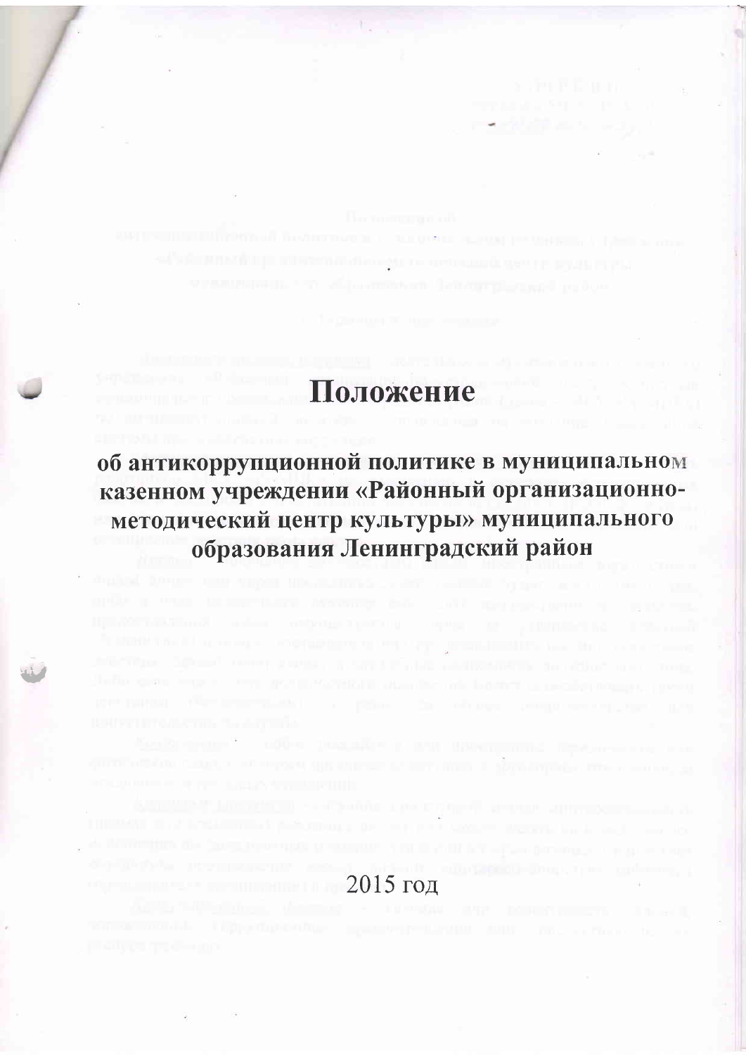# Положение

## об антикоррупционной политике в муниципальном казенном учреждении «Районный организационно-методический центр культуры» муниципального образования Ленинградский район

2015 год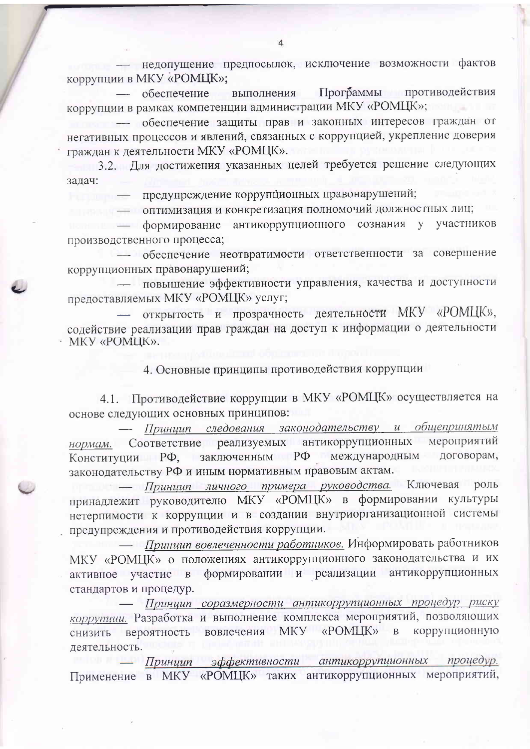— недопущение предпосылок, исключение возможности фактов коррупции в МКУ «РОМЦК»;

— обеспечение выполнения Программы противодействия коррупции в рамках компетенции администрации МКУ «РОМЦК»;

— обеспечение защиты прав и законных интересов граждан от негативных процессов и явлений, связанных с коррупцией, укрепление доверия граждан к деятельности МКУ «РОМЦК».

3.2. Для достижения указанных целей требуется решение следующих задач:

— предупреждение коррупционных правонарушений;

— оптимизация и конкретизация полномочий должностных лиц;

— формирование антикоррупционного сознания у участников производственного процесса;

— обеспечение неотвратимости ответственности за совершение коррупционных правонарушений;

— повышение эффективности управления, качества и доступности предоставляемых МКУ «РОМЦК» услуг;

— открытость и прозрачность деятельности МКУ «РОМЦК», содействие реализации прав граждан на доступ к информации о деятельности МКУ «РОМЦК».

## 4. Основные принципы противодействия коррупции

4.1. Противодействие коррупции в МКУ «РОМЦК» осуществляется на основе следующих основных принципов:

— *Принцип следования законодательству и общепринятым нормам.* Соответствие реализуемых антикоррупционных мероприятий Конституции РФ, заключенным РФ международным договорам, законодательству РФ и иным нормативным правовым актам.

— *Принцип личного примера руководства.* Ключевая роль принадлежит руководителю МКУ «РОМЦК» в формировании культуры нетерпимости к коррупции и в создании внутриорганизационной системы предупреждения и противодействия коррупции.

— *Принцип вовлеченности работников.* Информировать работников МКУ «РОМЦК» о положениях антикоррупционного законодательства и их активное участие в формировании и реализации антикоррупционных стандартов и процедур.

— *Принцип соразмерности антикоррупционных процедур риску коррупции.* Разработка и выполнение комплекса мероприятий, позволяющих снизить вероятность вовлечения МКУ «РОМЦК» в коррупционную деятельность.

— *Принцип эффективности антикоррупционных процедур.* Применение в МКУ «РОМЦК» таких антикоррупционных мероприятий,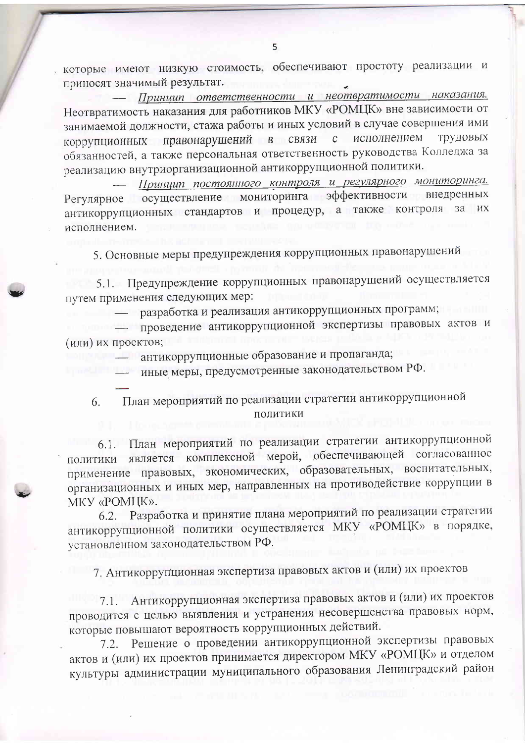которые имеют низкую стоимость, обеспечивают простоту реализации и приносят значимый результат.

— *Принцип ответственности и неотвратимости наказания.* Неотвратимость наказания для работников МКУ «РОМЦК» вне зависимости от занимаемой должности, стажа работы и иных условий в случае совершения ими коррупционных правонарушений в связи с исполнением трудовых обязанностей, а также персональная ответственность руководства Колледжа за реализацию внутриорганизационной антикоррупционной политики.

— *Принцип постоянного контроля и регулярного мониторинга.* Регулярное осуществление мониторинга эффективности внедренных антикоррупционных стандартов и процедур, а также контроля за их исполнением.

## 5. Основные меры предупреждения коррупционных правонарушений

5.1. Предупреждение коррупционных правонарушений осуществляется путем применения следующих мер:

— разработка и реализация антикоррупционных программ;

— проведение антикоррупционной экспертизы правовых актов и (или) их проектов;

— антикоррупционные образование и пропаганда;

— иные меры, предусмотренные законодательством РФ.

## 6. План мероприятий по реализации стратегии антикоррупционной политики

6.1. План мероприятий по реализации стратегии антикоррупционной политики является комплексной мерой, обеспечивающей согласованное применение правовых, экономических, образовательных, воспитательных, организационных и иных мер, направленных на противодействие коррупции в МКУ «РОМЦК».

6.2. Разработка и принятие плана мероприятий по реализации стратегии антикоррупционной политики осуществляется МКУ «РОМЦК» в порядке, установленном законодательством РФ.

## 7. Антикоррупционная экспертиза правовых актов и (или) их проектов

7.1. Антикоррупционная экспертиза правовых актов и (или) их проектов проводится с целью выявления и устранения несовершенства правовых норм, которые повышают вероятность коррупционных действий.

7.2. Решение о проведении антикоррупционной экспертизы правовых актов и (или) их проектов принимается директором МКУ «РОМЦК» и отделом культуры администрации муниципального образования Ленинградский район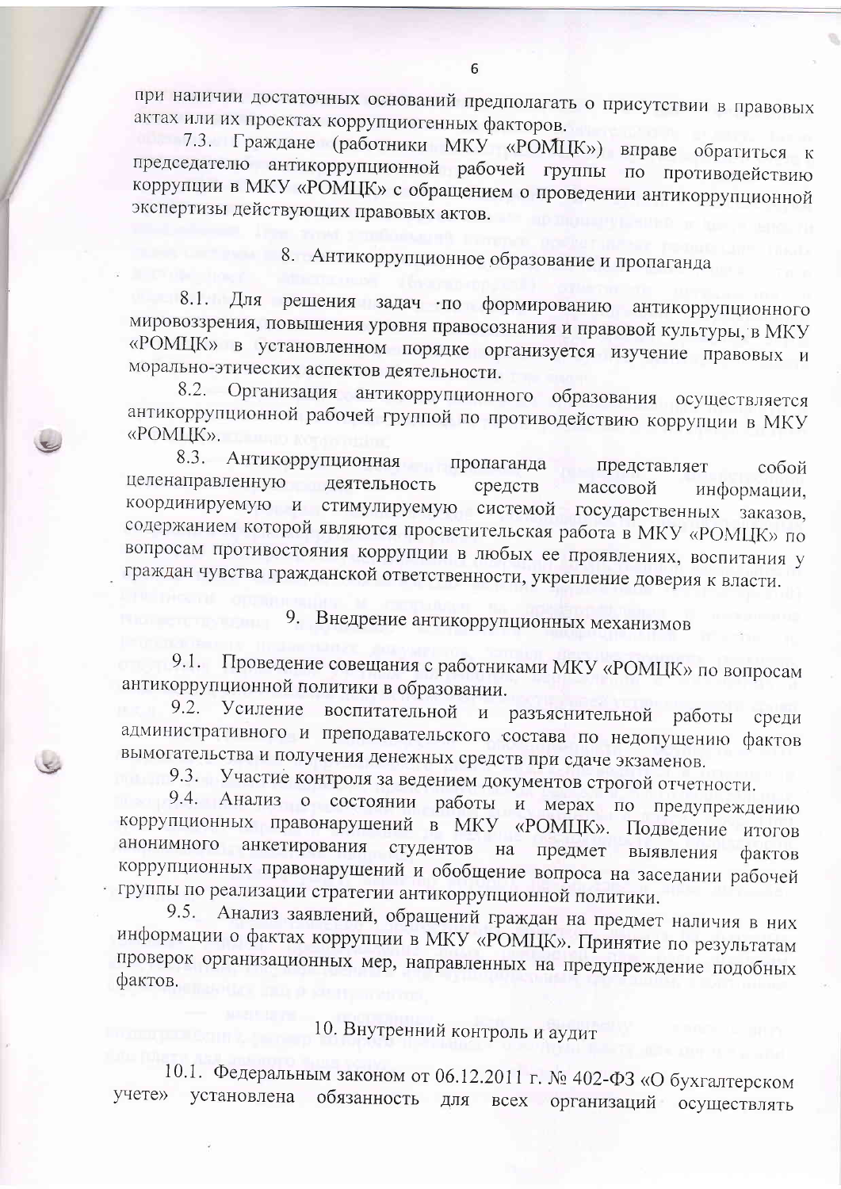при наличии достаточных оснований предполагать о присутствии в правовых актах или их проектах коррупциогенных факторов.

7.3. Граждане (работники МКУ «РОМЦК») вправе обратиться к председателю антикоррупционной рабочей группы по противодействию коррупции в МКУ «РОМЦК» с обращением о проведении антикоррупционной экспертизы действующих правовых актов.

## 8. Антикоррупционное образование и пропаганда

8.1. Для решения задач по формированию антикоррупционного мировоззрения, повышения уровня правосознания и правовой культуры, в МКУ «РОМЦК» в установленном порядке организуется изучение правовых и морально-этических аспектов деятельности.

8.2. Организация антикоррупционного образования осуществляется антикоррупционной рабочей группой по противодействию коррупции в МКУ «РОМЦК».

8.3. Антикоррупционная пропаганда представляет собой целенаправленную деятельность средств массовой информации, координируемую и стимулируемую системой государственных заказов, содержанием которой являются просветительская работа в МКУ «РОМЦК» по вопросам противостояния коррупции в любых ее проявлениях, воспитания у граждан чувства гражданской ответственности, укрепление доверия к власти.

## 9. Внедрение антикоррупционных механизмов

9.1. Проведение совещания с работниками МКУ «РОМЦК» по вопросам антикоррупционной политики в образовании.

9.2. Усиление воспитательной и разъяснительной работы среди административного и преподавательского состава по недопущению фактов вымогательства и получения денежных средств при сдаче экзаменов.

9.3. Участие контроля за ведением документов строгой отчетности.

9.4. Анализ о состоянии работы и мерах по предупреждению коррупционных правонарушений в МКУ «РОМЦК». Подведение итогов анонимного анкетирования студентов на предмет выявления фактов коррупционных правонарушений и обобщение вопроса на заседании рабочей группы по реализации стратегии антикоррупционной политики.

9.5. Анализ заявлений, обращений граждан на предмет наличия в них информации о фактах коррупции в МКУ «РОМЦК». Принятие по результатам проверок организационных мер, направленных на предупреждение подобных фактов.

## 10. Внутренний контроль и аудит

10.1. Федеральным законом от 06.12.2011 г. № 402-ФЗ «О бухгалтерском учете» установлена обязанность для всех организаций осуществлять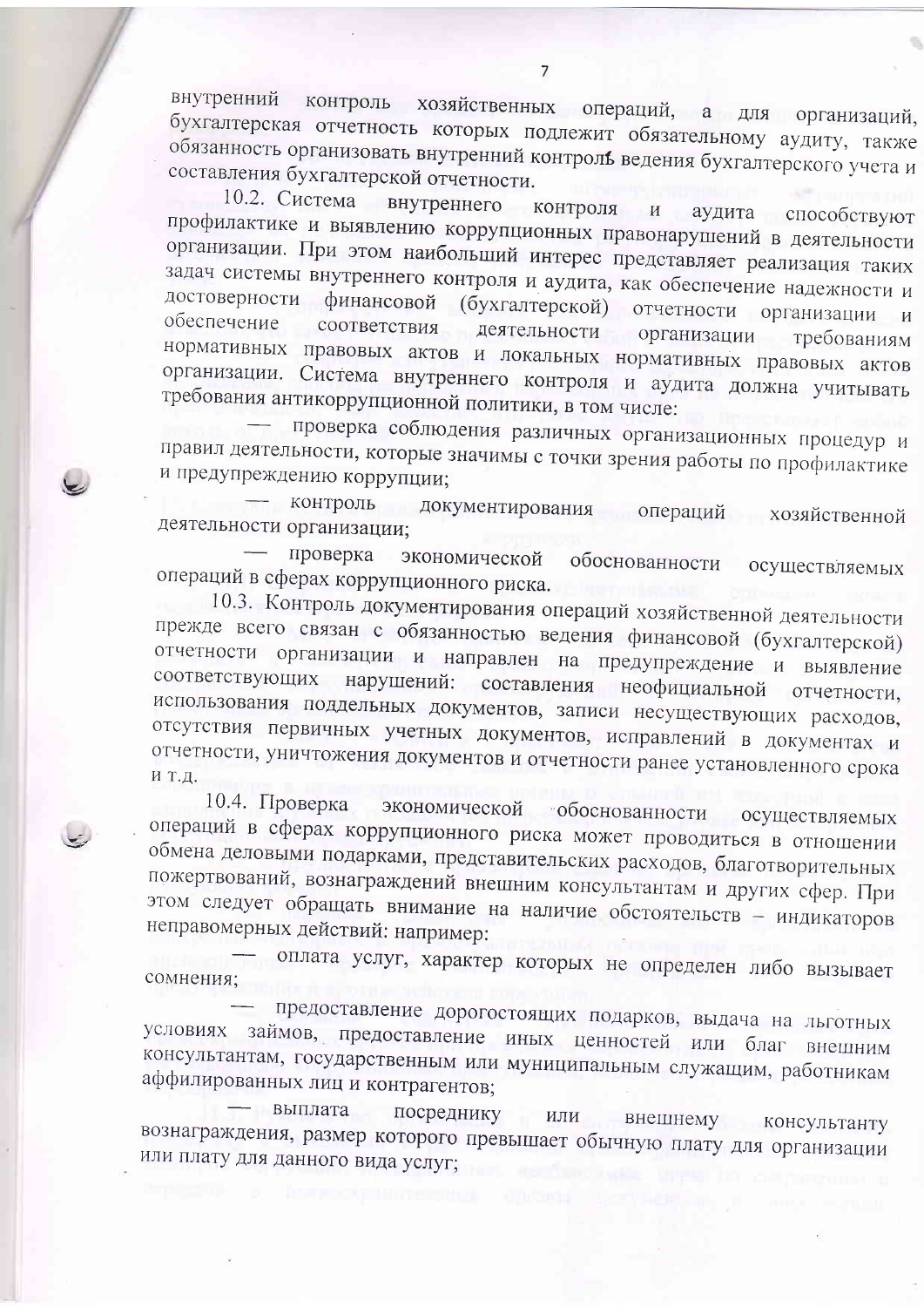внутренний контроль хозяйственных операций, а для организаций, бухгалтерская отчетность которых подлежит обязательному аудиту, также обязанность организовать внутренний контроль ведения бухгалтерского учета и составления бухгалтерской отчетности.

10.2. Система внутреннего контроля и аудита способствуют профилактике и выявлению коррупционных правонарушений в деятельности организации. При этом наибольший интерес представляет реализация таких задач системы внутреннего контроля и аудита, как обеспечение надежности и достоверности финансовой (бухгалтерской) отчетности организации и обеспечение соответствия деятельности организации требованиям нормативных правовых актов и локальных нормативных правовых актов организации. Система внутреннего контроля и аудита должна учитывать требования антикоррупционной политики, в том числе:

— проверка соблюдения различных организационных процедур и правил деятельности, которые значимы с точки зрения работы по профилактике и предупреждению коррупции;

— контроль документирования операций хозяйственной деятельности организации;

— проверка экономической обоснованности осуществляемых операций в сферах коррупционного риска.

10.3. Контроль документирования операций хозяйственной деятельности прежде всего связан с обязанностью ведения финансовой (бухгалтерской) отчетности организации и направлен на предупреждение и выявление соответствующих нарушений: составления неофициальной отчетности, использования поддельных документов, записи несуществующих расходов, отсутствия первичных учетных документов, исправлений в документах и отчетности, уничтожения документов и отчетности ранее установленного срока и т.д.

10.4. Проверка экономической обоснованности осуществляемых операций в сферах коррупционного риска может проводиться в отношении обмена деловыми подарками, представительских расходов, благотворительных пожертвований, вознаграждений внешним консультантам и других сфер. При этом следует обращать внимание на наличие обстоятельств – индикаторов неправомерных действий: например:

— оплата услуг, характер которых не определен либо вызывает сомнения;

— предоставление дорогостоящих подарков, выдача на льготных условиях займов, предоставление иных ценностей или благ внешним консультантам, государственным или муниципальным служащим, работникам аффилированных лиц и контрагентов;

— выплата посреднику или внешнему консультанту вознаграждения, размер которого превышает обычную плату для организации или плату для данного вида услуг;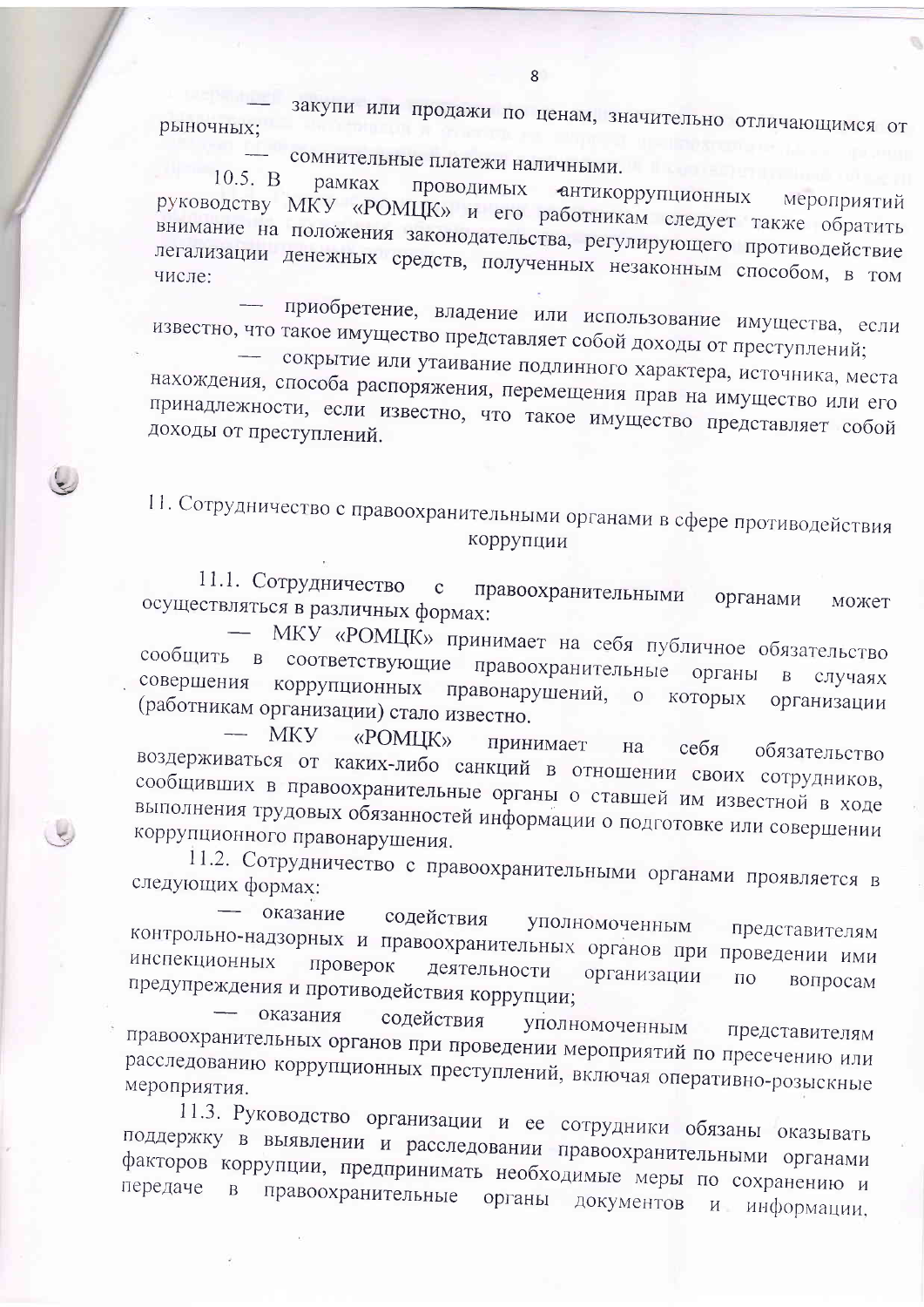— закупи или продажи по ценам, значительно отличающимся от рыночных;

— сомнительные платежи наличными.

10.5. В рамках проводимых антикоррупционных мероприятий руководству МКУ «РОМЦК» и его работникам следует также обратить внимание на положения законодательства, регулирующего противодействие легализации денежных средств, полученных незаконным способом, в том числе:

— приобретение, владение или использование имущества, если известно, что такое имущество представляет собой доходы от преступлений;

— сокрытие или утаивание подлинного характера, источника, места нахождения, способа распоряжения, перемещения прав на имущество или его принадлежности, если известно, что такое имущество представляет собой доходы от преступлений.

## 11. Сотрудничество с правоохранительными органами в сфере противодействия коррупции

11.1. Сотрудничество с правоохранительными органами может осуществляться в различных формах:

— МКУ «РОМЦК» принимает на себя публичное обязательство сообщить в соответствующие правоохранительные органы в случаях совершения коррупционных правонарушений, о которых организации (работникам организации) стало известно.

— МКУ «РОМЦК» принимает на себя обязательство воздерживаться от каких-либо санкций в отношении своих сотрудников, сообщивших в правоохранительные органы о ставшей им известной в ходе выполнения трудовых обязанностей информации о подготовке или совершении коррупционного правонарушения.

11.2. Сотрудничество с правоохранительными органами проявляется в следующих формах:

— оказание содействия уполномоченным представителям контрольно-надзорных и правоохранительных органов при проведении ими инспекционных проверок деятельности организации по вопросам предупреждения и противодействия коррупции;

— оказания содействия уполномоченным представителям правоохранительных органов при проведении мероприятий по пресечению или расследованию коррупционных преступлений, включая оперативно-розыскные мероприятия.

11.3. Руководство организации и ее сотрудники обязаны оказывать поддержку в выявлении и расследовании правоохранительными органами факторов коррупции, предпринимать необходимые меры по сохранению и передаче в правоохранительные органы документов и информации,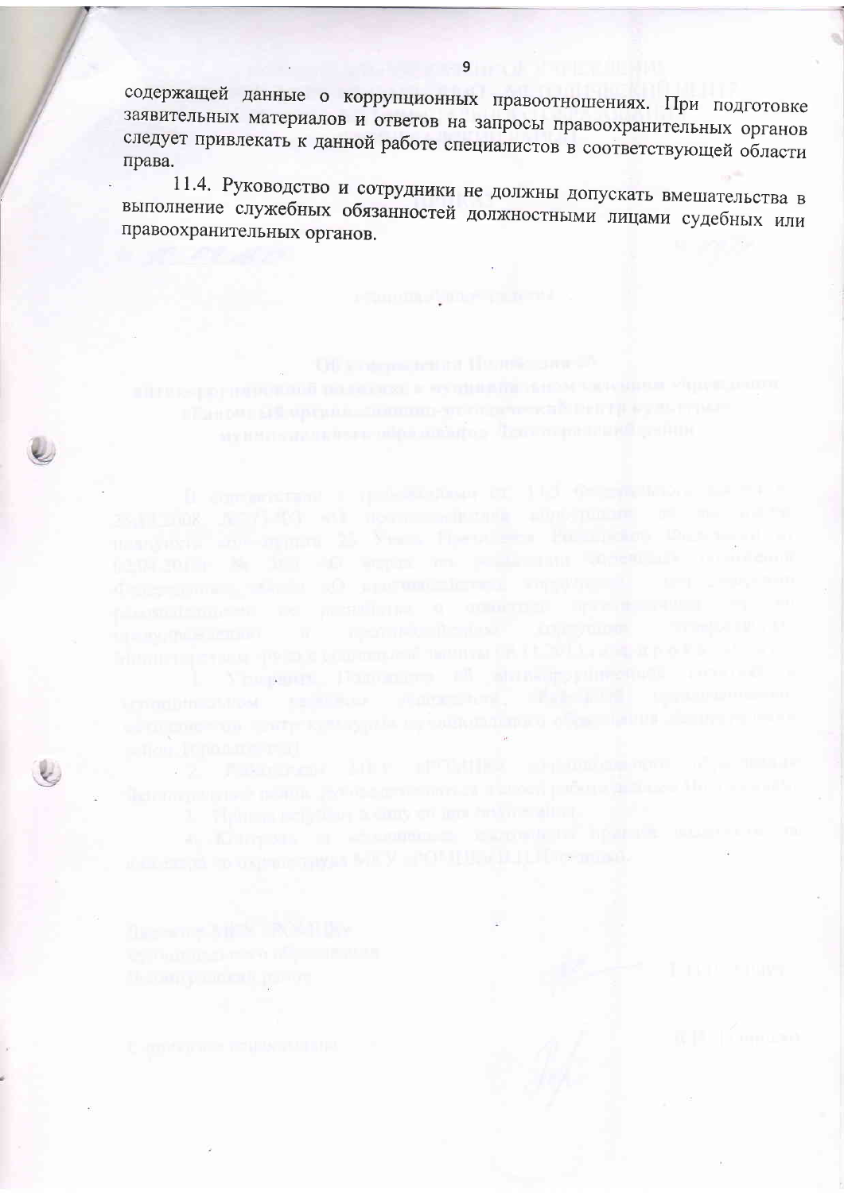содержащей данные о коррупционных правоотношениях. При подготовке заявительных материалов и ответов на запросы правоохранительных органов следует привлекать к данной работе специалистов в соответствующей области права.

11.4. Руководство и сотрудники не должны допускать вмешательства в выполнение служебных обязанностей должностными лицами судебных или правоохранительных органов.